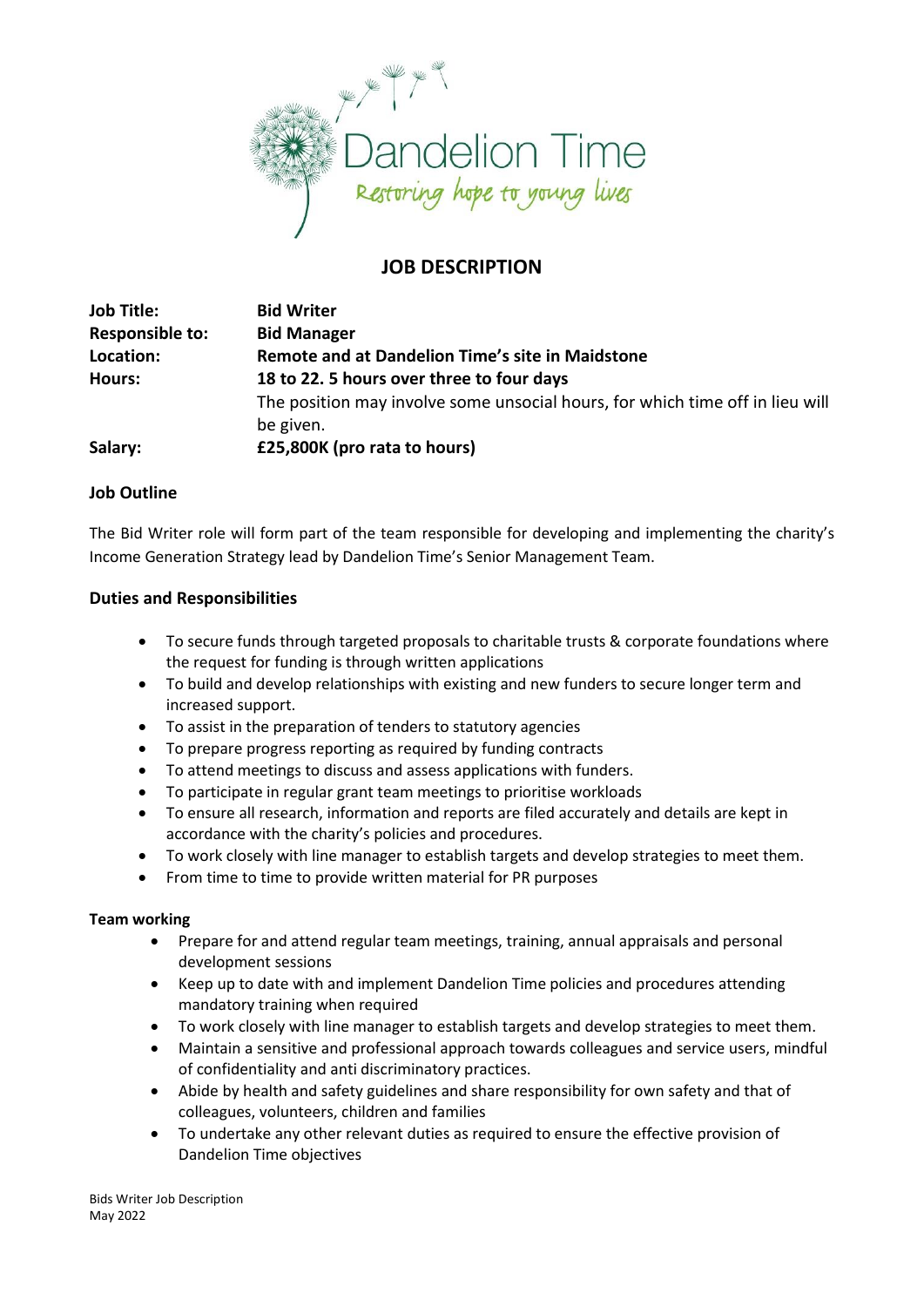Dandelion Time

*Restoring hope to young lives*

# JOB DESCRIPTION

| | |
|---|---|
| **Job Title:** | **Bid Writer** |
| **Responsible to:** | **Bid Manager** |
| **Location:** | **Remote and at Dandelion Time's site in Maidstone** |
| **Hours:** | **18 to 22. 5 hours over three to four days** The position may involve some unsocial hours, for which time off in lieu will be given. |
| **Salary:** | **£25,800K (pro rata to hours)** |

## Job Outline

The Bid Writer role will form part of the team responsible for developing and implementing the charity's Income Generation Strategy lead by Dandelion Time's Senior Management Team.

## Duties and Responsibilities

- To secure funds through targeted proposals to charitable trusts & corporate foundations where the request for funding is through written applications
- To build and develop relationships with existing and new funders to secure longer term and increased support.
- To assist in the preparation of tenders to statutory agencies
- To prepare progress reporting as required by funding contracts
- To attend meetings to discuss and assess applications with funders.
- To participate in regular grant team meetings to prioritise workloads
- To ensure all research, information and reports are filed accurately and details are kept in accordance with the charity's policies and procedures.
- To work closely with line manager to establish targets and develop strategies to meet them.
- From time to time to provide written material for PR purposes

### Team working

- Prepare for and attend regular team meetings, training, annual appraisals and personal development sessions
- Keep up to date with and implement Dandelion Time policies and procedures attending mandatory training when required
- To work closely with line manager to establish targets and develop strategies to meet them.
- Maintain a sensitive and professional approach towards colleagues and service users, mindful of confidentiality and anti discriminatory practices.
- Abide by health and safety guidelines and share responsibility for own safety and that of colleagues, volunteers, children and families
- To undertake any other relevant duties as required to ensure the effective provision of Dandelion Time objectives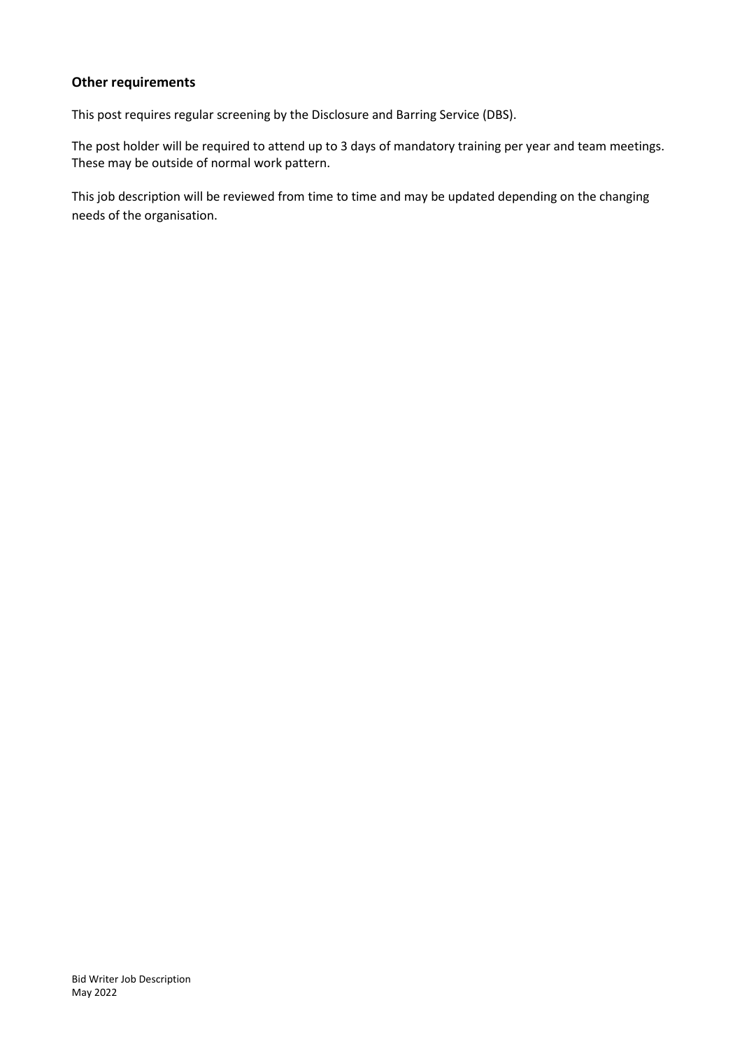### **Other requirements**

This post requires regular screening by the Disclosure and Barring Service (DBS).

The post holder will be required to attend up to 3 days of mandatory training per year and team meetings. These may be outside of normal work pattern.

This job description will be reviewed from time to time and may be updated depending on the changing needs of the organisation.